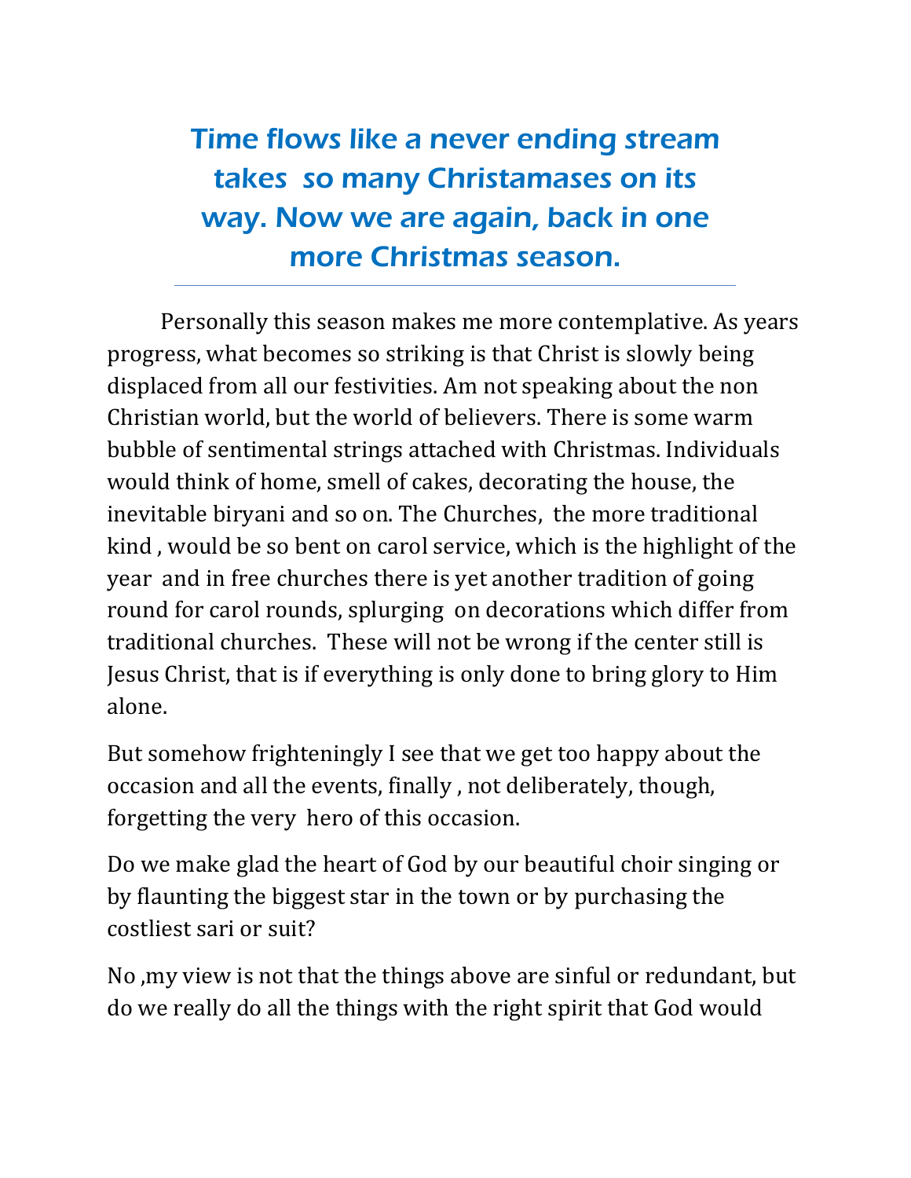# Time flows like a never ending stream takes so many Christamases on its way. Now we are again, back in one more Christmas season.

---

Personally this season makes me more contemplative. As years progress, what becomes so striking is that Christ is slowly being displaced from all our festivities. Am not speaking about the non Christian world, but the world of believers. There is some warm bubble of sentimental strings attached with Christmas. Individuals would think of home, smell of cakes, decorating the house, the inevitable biryani and so on. The Churches, the more traditional kind , would be so bent on carol service, which is the highlight of the year and in free churches there is yet another tradition of going round for carol rounds, splurging on decorations which differ from traditional churches. These will not be wrong if the center still is Jesus Christ, that is if everything is only done to bring glory to Him alone.

But somehow frighteningly I see that we get too happy about the occasion and all the events, finally , not deliberately, though, forgetting the very hero of this occasion.

Do we make glad the heart of God by our beautiful choir singing or by flaunting the biggest star in the town or by purchasing the costliest sari or suit?

No ,my view is not that the things above are sinful or redundant, but do we really do all the things with the right spirit that God would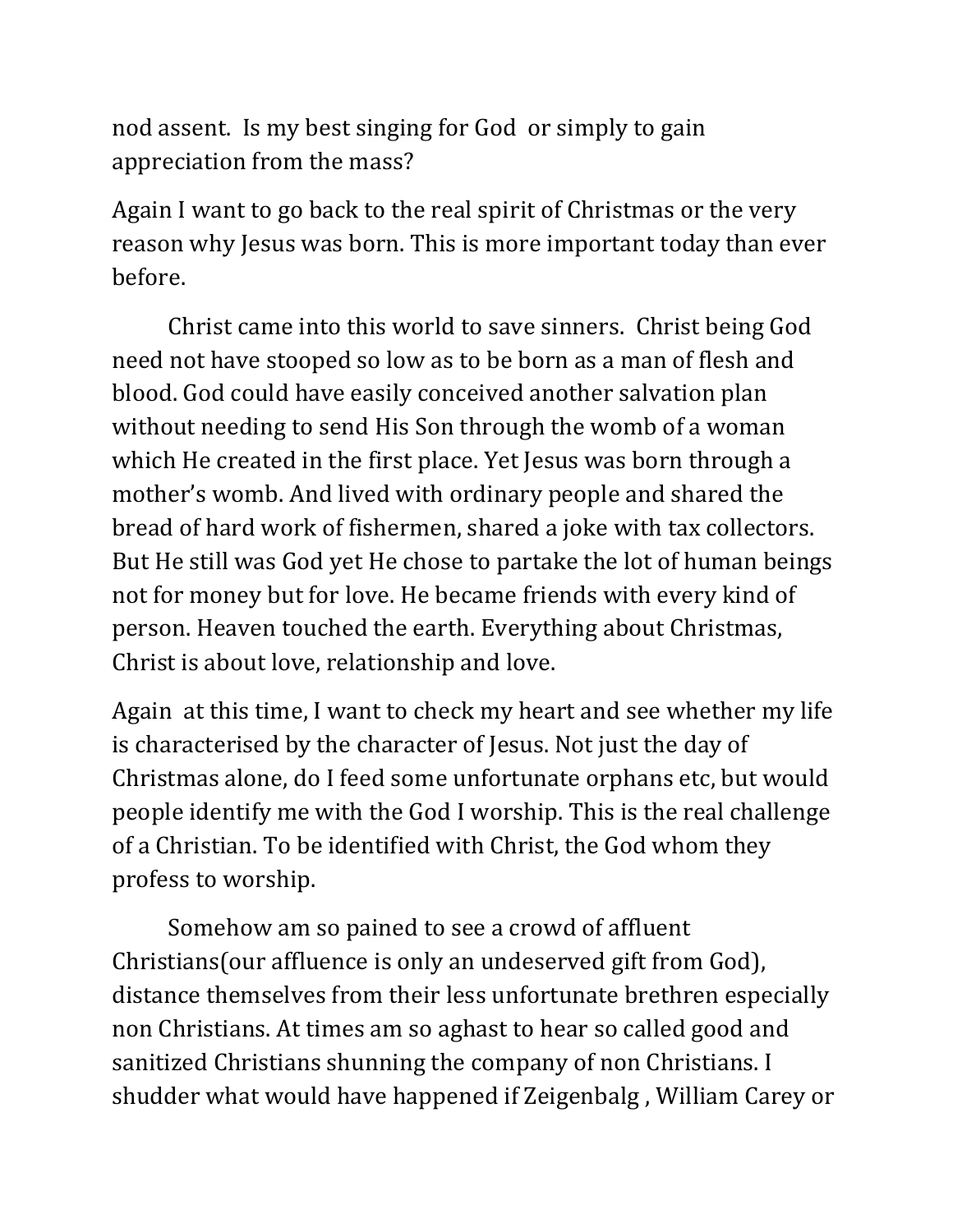nod assent. Is my best singing for God or simply to gain appreciation from the mass?

Again I want to go back to the real spirit of Christmas or the very reason why Jesus was born. This is more important today than ever before.

Christ came into this world to save sinners. Christ being God need not have stooped so low as to be born as a man of flesh and blood. God could have easily conceived another salvation plan without needing to send His Son through the womb of a woman which He created in the first place. Yet Jesus was born through a mother's womb. And lived with ordinary people and shared the bread of hard work of fishermen, shared a joke with tax collectors. But He still was God yet He chose to partake the lot of human beings not for money but for love. He became friends with every kind of person. Heaven touched the earth. Everything about Christmas, Christ is about love, relationship and love.

Again at this time, I want to check my heart and see whether my life is characterised by the character of Jesus. Not just the day of Christmas alone, do I feed some unfortunate orphans etc, but would people identify me with the God I worship. This is the real challenge of a Christian. To be identified with Christ, the God whom they profess to worship.

Somehow am so pained to see a crowd of affluent Christians(our affluence is only an undeserved gift from God), distance themselves from their less unfortunate brethren especially non Christians. At times am so aghast to hear so called good and sanitized Christians shunning the company of non Christians. I shudder what would have happened if Zeigenbalg , William Carey or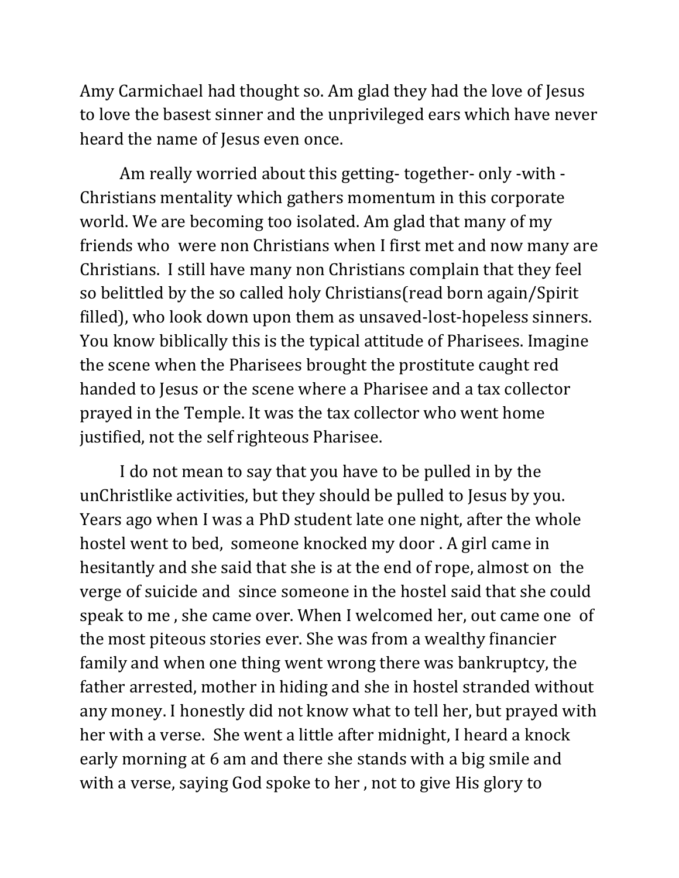Amy Carmichael had thought so. Am glad they had the love of Jesus to love the basest sinner and the unprivileged ears which have never heard the name of Jesus even once.

Am really worried about this getting- together- only -with - Christians mentality which gathers momentum in this corporate world. We are becoming too isolated. Am glad that many of my friends who were non Christians when I first met and now many are Christians. I still have many non Christians complain that they feel so belittled by the so called holy Christians(read born again/Spirit filled), who look down upon them as unsaved-lost-hopeless sinners. You know biblically this is the typical attitude of Pharisees. Imagine the scene when the Pharisees brought the prostitute caught red handed to Jesus or the scene where a Pharisee and a tax collector prayed in the Temple. It was the tax collector who went home justified, not the self righteous Pharisee.

I do not mean to say that you have to be pulled in by the unChristlike activities, but they should be pulled to Jesus by you. Years ago when I was a PhD student late one night, after the whole hostel went to bed, someone knocked my door . A girl came in hesitantly and she said that she is at the end of rope, almost on the verge of suicide and since someone in the hostel said that she could speak to me , she came over. When I welcomed her, out came one of the most piteous stories ever. She was from a wealthy financier family and when one thing went wrong there was bankruptcy, the father arrested, mother in hiding and she in hostel stranded without any money. I honestly did not know what to tell her, but prayed with her with a verse. She went a little after midnight, I heard a knock early morning at 6 am and there she stands with a big smile and with a verse, saying God spoke to her , not to give His glory to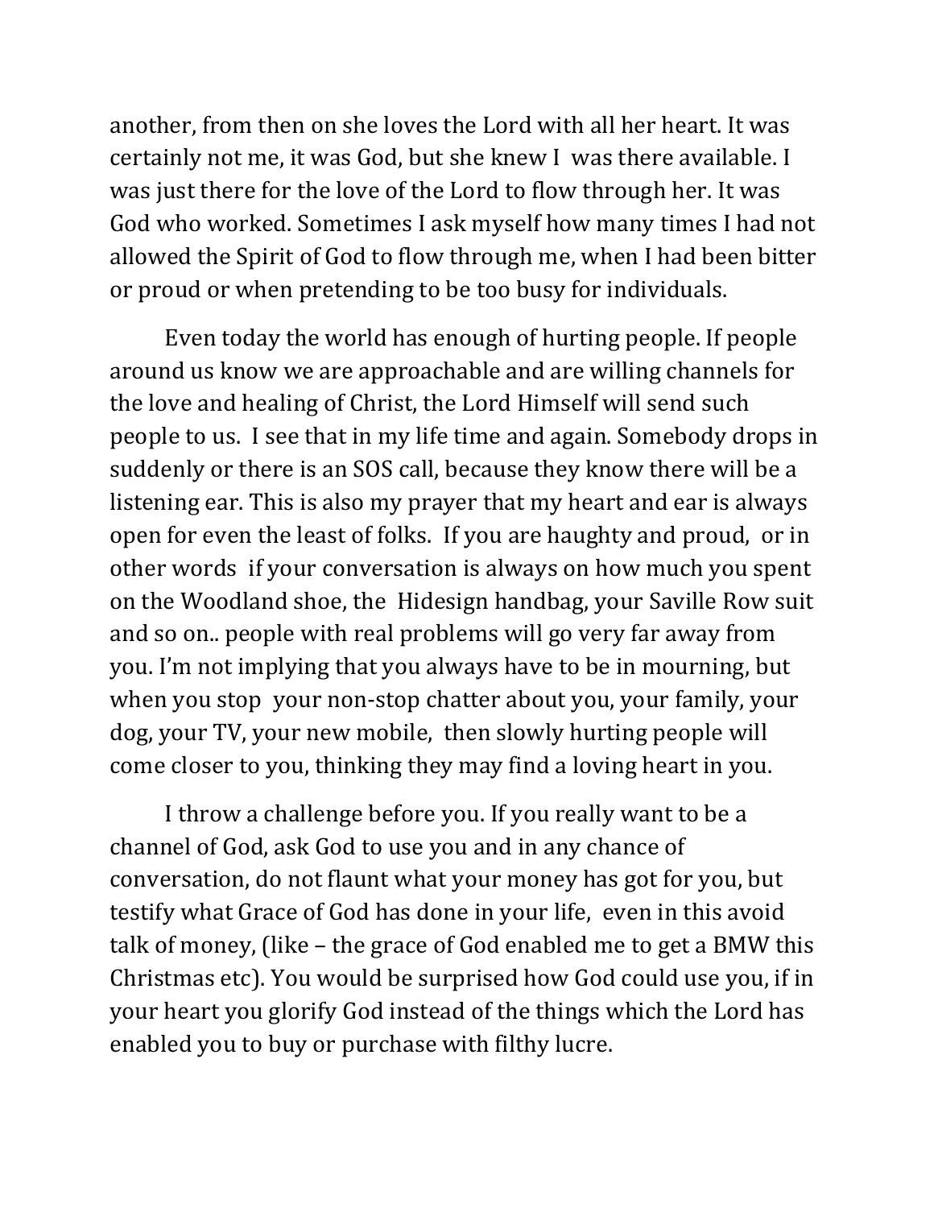another, from then on she loves the Lord with all her heart. It was certainly not me, it was God, but she knew I was there available. I was just there for the love of the Lord to flow through her. It was God who worked. Sometimes I ask myself how many times I had not allowed the Spirit of God to flow through me, when I had been bitter or proud or when pretending to be too busy for individuals.

Even today the world has enough of hurting people. If people around us know we are approachable and are willing channels for the love and healing of Christ, the Lord Himself will send such people to us. I see that in my life time and again. Somebody drops in suddenly or there is an SOS call, because they know there will be a listening ear. This is also my prayer that my heart and ear is always open for even the least of folks. If you are haughty and proud, or in other words if your conversation is always on how much you spent on the Woodland shoe, the Hidesign handbag, your Saville Row suit and so on.. people with real problems will go very far away from you. I'm not implying that you always have to be in mourning, but when you stop your non-stop chatter about you, your family, your dog, your TV, your new mobile, then slowly hurting people will come closer to you, thinking they may find a loving heart in you.

I throw a challenge before you. If you really want to be a channel of God, ask God to use you and in any chance of conversation, do not flaunt what your money has got for you, but testify what Grace of God has done in your life, even in this avoid talk of money, (like – the grace of God enabled me to get a BMW this Christmas etc). You would be surprised how God could use you, if in your heart you glorify God instead of the things which the Lord has enabled you to buy or purchase with filthy lucre.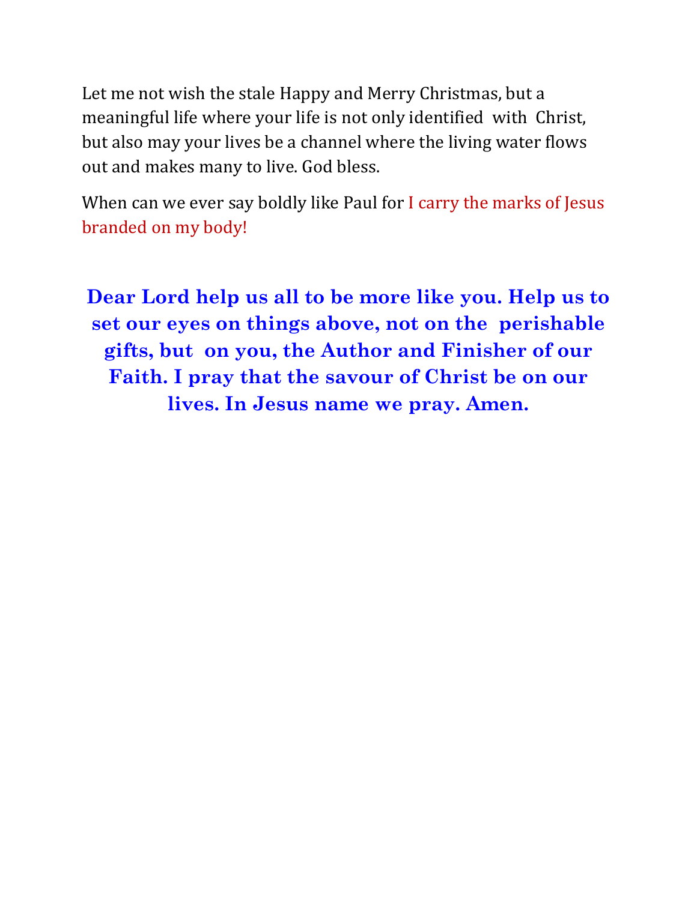Let me not wish the stale Happy and Merry Christmas, but a meaningful life where your life is not only identified with Christ, but also may your lives be a channel where the living water flows out and makes many to live. God bless.

When can we ever say boldly like Paul for I carry the marks of Jesus branded on my body!

**Dear Lord help us all to be more like you. Help us to set our eyes on things above, not on the perishable gifts, but on you, the Author and Finisher of our Faith. I pray that the savour of Christ be on our lives. In Jesus name we pray. Amen.**